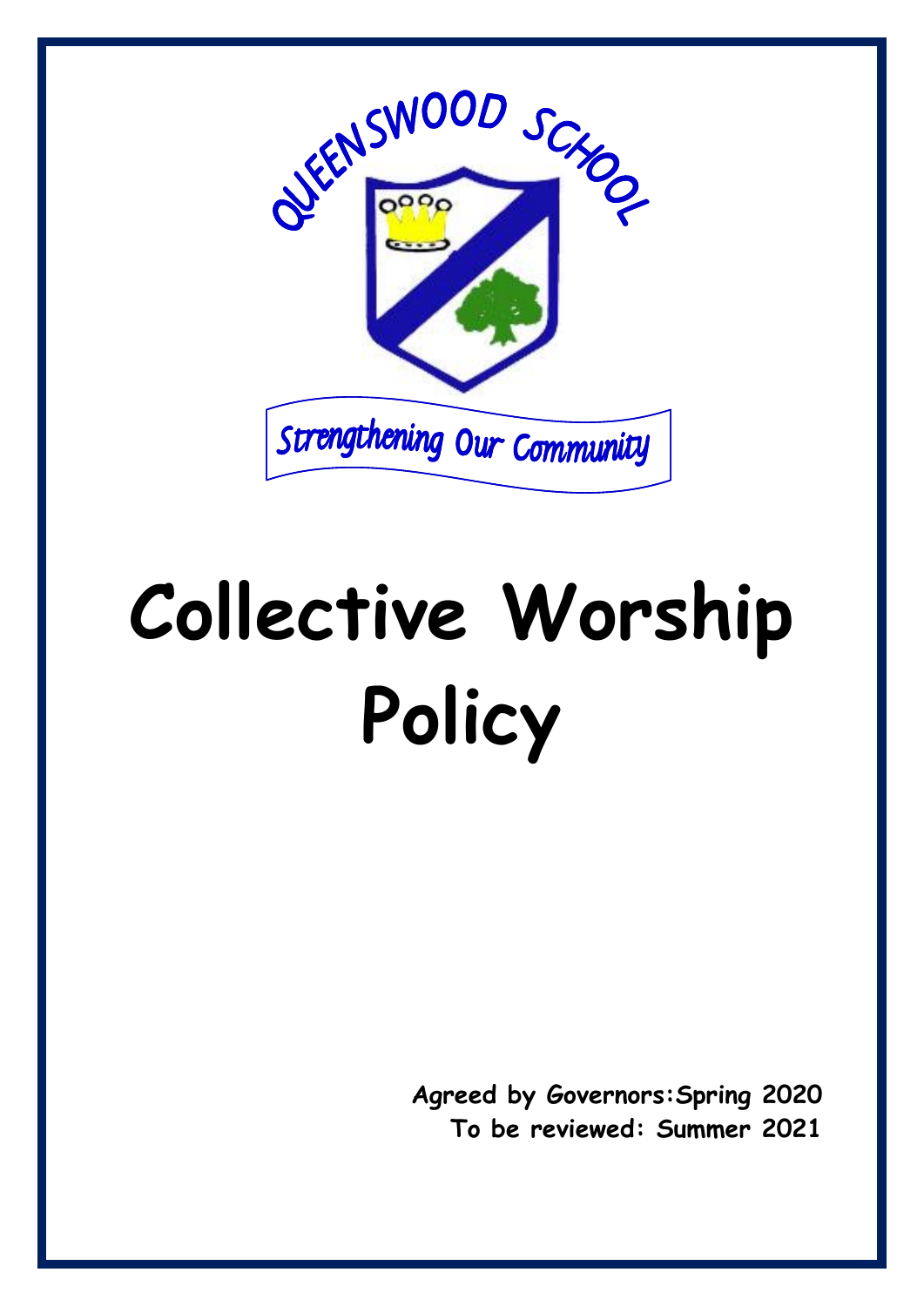QUEENSWOOD SCHOOL

Strengthening Our Community

# Collective Worship Policy

**Agreed by Governors:Spring 2020**
**To be reviewed: Summer 2021**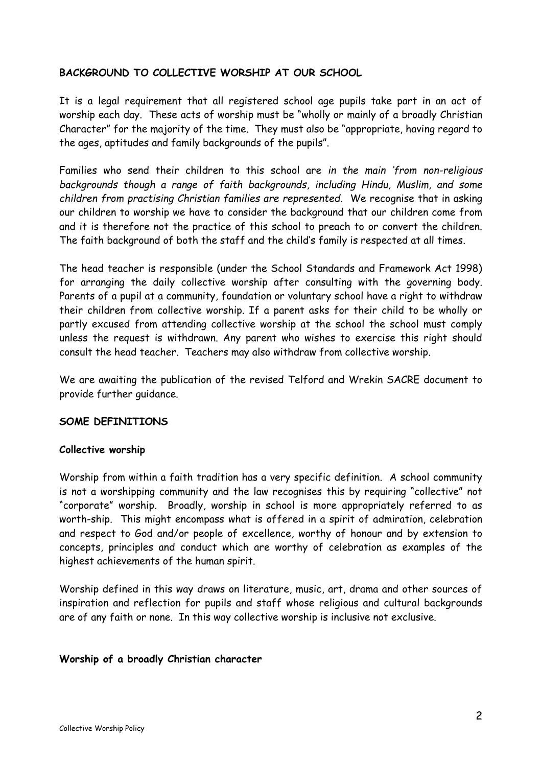**BACKGROUND TO COLLECTIVE WORSHIP AT OUR SCHOOL**

It is a legal requirement that all registered school age pupils take part in an act of worship each day. These acts of worship must be "wholly or mainly of a broadly Christian Character" for the majority of the time. They must also be "appropriate, having regard to the ages, aptitudes and family backgrounds of the pupils".

Families who send their children to this school are *in the main 'from non-religious backgrounds though a range of faith backgrounds, including Hindu, Muslim, and some children from practising Christian families are represented.* We recognise that in asking our children to worship we have to consider the background that our children come from and it is therefore not the practice of this school to preach to or convert the children. The faith background of both the staff and the child's family is respected at all times.

The head teacher is responsible (under the School Standards and Framework Act 1998) for arranging the daily collective worship after consulting with the governing body. Parents of a pupil at a community, foundation or voluntary school have a right to withdraw their children from collective worship. If a parent asks for their child to be wholly or partly excused from attending collective worship at the school the school must comply unless the request is withdrawn. Any parent who wishes to exercise this right should consult the head teacher. Teachers may also withdraw from collective worship.

We are awaiting the publication of the revised Telford and Wrekin SACRE document to provide further guidance.

**SOME DEFINITIONS**

**Collective worship**

Worship from within a faith tradition has a very specific definition. A school community is not a worshipping community and the law recognises this by requiring "collective" not "corporate" worship. Broadly, worship in school is more appropriately referred to as worth-ship. This might encompass what is offered in a spirit of admiration, celebration and respect to God and/or people of excellence, worthy of honour and by extension to concepts, principles and conduct which are worthy of celebration as examples of the highest achievements of the human spirit.

Worship defined in this way draws on literature, music, art, drama and other sources of inspiration and reflection for pupils and staff whose religious and cultural backgrounds are of any faith or none. In this way collective worship is inclusive not exclusive.

**Worship of a broadly Christian character**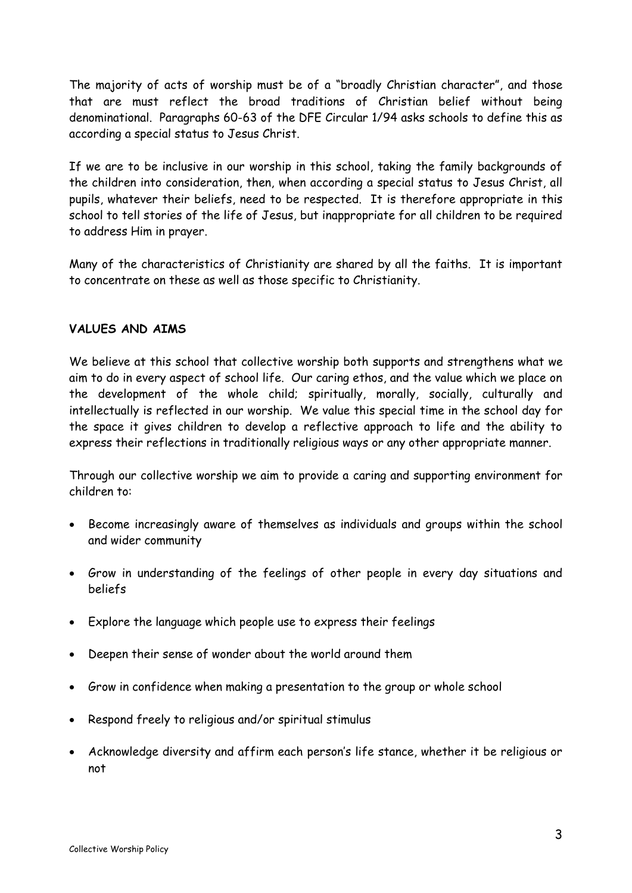The majority of acts of worship must be of a "broadly Christian character", and those that are must reflect the broad traditions of Christian belief without being denominational. Paragraphs 60-63 of the DFE Circular 1/94 asks schools to define this as according a special status to Jesus Christ.

If we are to be inclusive in our worship in this school, taking the family backgrounds of the children into consideration, then, when according a special status to Jesus Christ, all pupils, whatever their beliefs, need to be respected. It is therefore appropriate in this school to tell stories of the life of Jesus, but inappropriate for all children to be required to address Him in prayer.

Many of the characteristics of Christianity are shared by all the faiths. It is important to concentrate on these as well as those specific to Christianity.

## VALUES AND AIMS

We believe at this school that collective worship both supports and strengthens what we aim to do in every aspect of school life. Our caring ethos, and the value which we place on the development of the whole child; spiritually, morally, socially, culturally and intellectually is reflected in our worship. We value this special time in the school day for the space it gives children to develop a reflective approach to life and the ability to express their reflections in traditionally religious ways or any other appropriate manner.

Through our collective worship we aim to provide a caring and supporting environment for children to:

- Become increasingly aware of themselves as individuals and groups within the school and wider community
- Grow in understanding of the feelings of other people in every day situations and beliefs
- Explore the language which people use to express their feelings
- Deepen their sense of wonder about the world around them
- Grow in confidence when making a presentation to the group or whole school
- Respond freely to religious and/or spiritual stimulus
- Acknowledge diversity and affirm each person's life stance, whether it be religious or not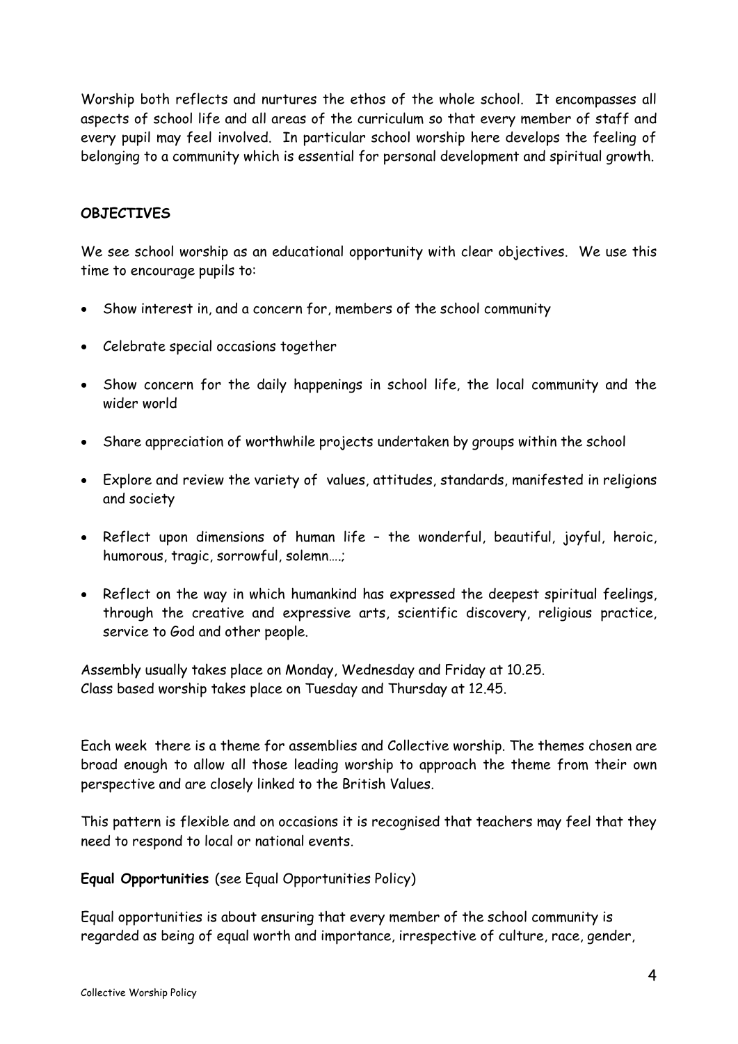Worship both reflects and nurtures the ethos of the whole school. It encompasses all aspects of school life and all areas of the curriculum so that every member of staff and every pupil may feel involved. In particular school worship here develops the feeling of belonging to a community which is essential for personal development and spiritual growth.

**OBJECTIVES**

We see school worship as an educational opportunity with clear objectives. We use this time to encourage pupils to:

- Show interest in, and a concern for, members of the school community
- Celebrate special occasions together
- Show concern for the daily happenings in school life, the local community and the wider world
- Share appreciation of worthwhile projects undertaken by groups within the school
- Explore and review the variety of values, attitudes, standards, manifested in religions and society
- Reflect upon dimensions of human life – the wonderful, beautiful, joyful, heroic, humorous, tragic, sorrowful, solemn….;
- Reflect on the way in which humankind has expressed the deepest spiritual feelings, through the creative and expressive arts, scientific discovery, religious practice, service to God and other people.

Assembly usually takes place on Monday, Wednesday and Friday at 10.25.
Class based worship takes place on Tuesday and Thursday at 12.45.

Each week there is a theme for assemblies and Collective worship. The themes chosen are broad enough to allow all those leading worship to approach the theme from their own perspective and are closely linked to the British Values.

This pattern is flexible and on occasions it is recognised that teachers may feel that they need to respond to local or national events.

**Equal Opportunities** (see Equal Opportunities Policy)

Equal opportunities is about ensuring that every member of the school community is regarded as being of equal worth and importance, irrespective of culture, race, gender,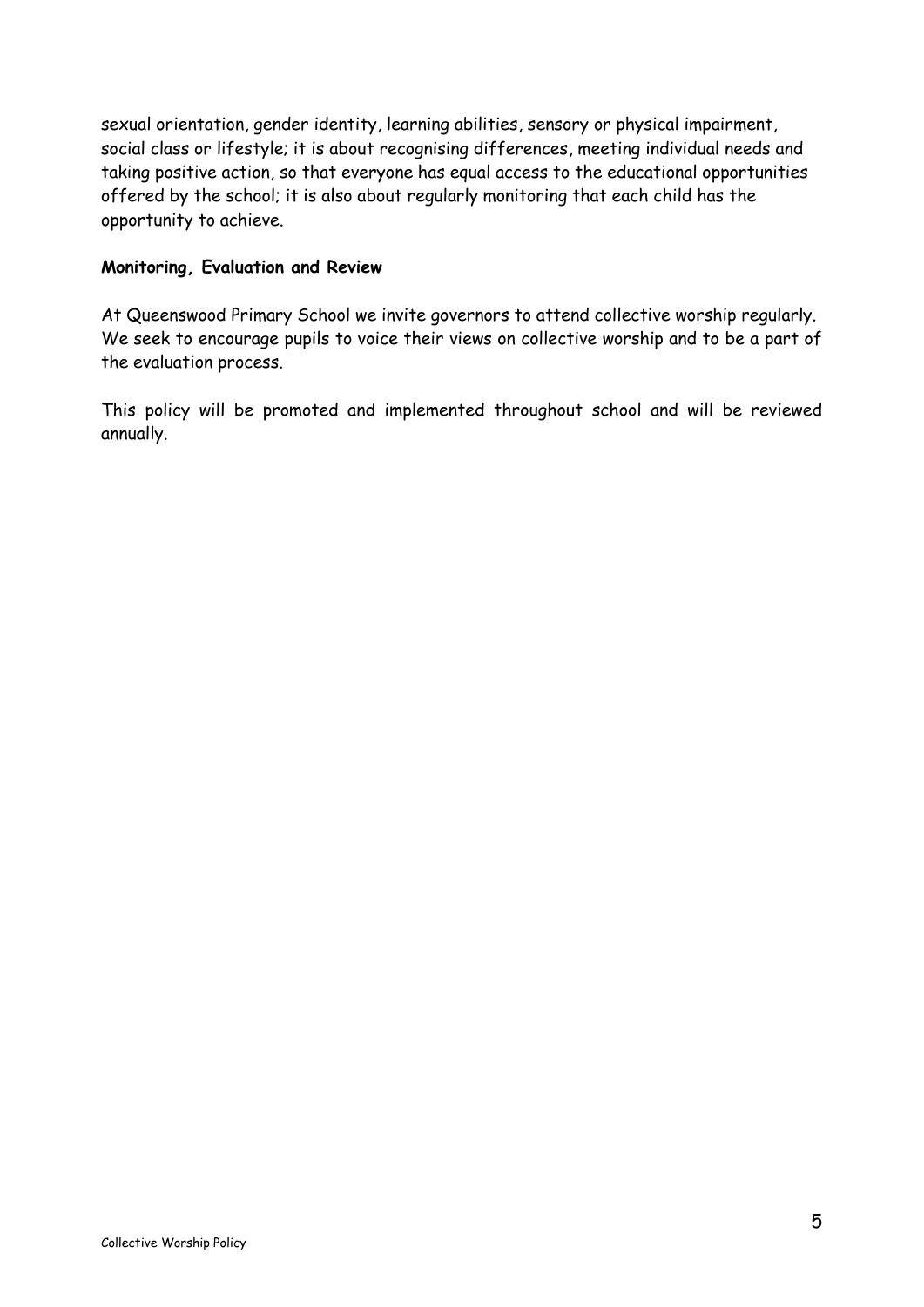sexual orientation, gender identity, learning abilities, sensory or physical impairment, social class or lifestyle; it is about recognising differences, meeting individual needs and taking positive action, so that everyone has equal access to the educational opportunities offered by the school; it is also about regularly monitoring that each child has the opportunity to achieve.

**Monitoring, Evaluation and Review**

At Queenswood Primary School we invite governors to attend collective worship regularly. We seek to encourage pupils to voice their views on collective worship and to be a part of the evaluation process.

This policy will be promoted and implemented throughout school and will be reviewed annually.